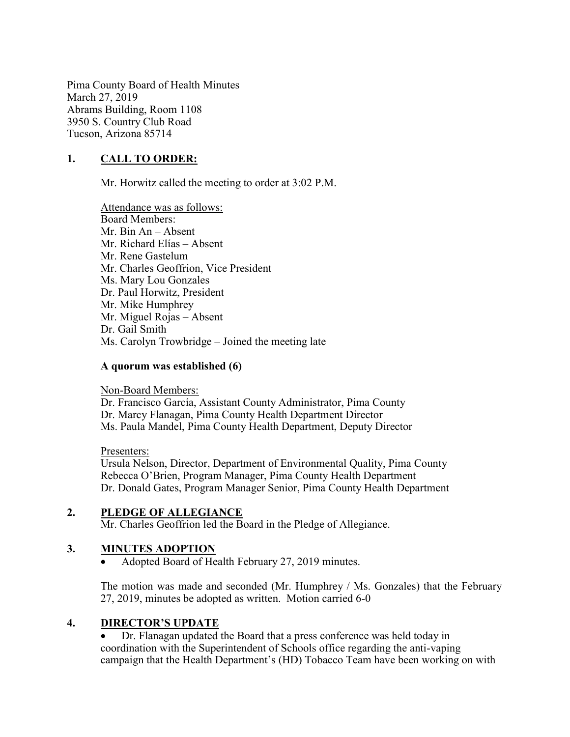Pima County Board of Health Minutes
March 27, 2019
Abrams Building, Room 1108
3950 S. Country Club Road
Tucson, Arizona 85714

## 1. CALL TO ORDER:

Mr. Horwitz called the meeting to order at 3:02 P.M.

Attendance was as follows:
Board Members:
Mr. Bin An – Absent
Mr. Richard Elías – Absent
Mr. Rene Gastelum
Mr. Charles Geoffrion, Vice President
Ms. Mary Lou Gonzales
Dr. Paul Horwitz, President
Mr. Mike Humphrey
Mr. Miguel Rojas – Absent
Dr. Gail Smith
Ms. Carolyn Trowbridge – Joined the meeting late

**A quorum was established (6)**

Non-Board Members:
Dr. Francisco García, Assistant County Administrator, Pima County
Dr. Marcy Flanagan, Pima County Health Department Director
Ms. Paula Mandel, Pima County Health Department, Deputy Director

Presenters:
Ursula Nelson, Director, Department of Environmental Quality, Pima County
Rebecca O'Brien, Program Manager, Pima County Health Department
Dr. Donald Gates, Program Manager Senior, Pima County Health Department

## 2. PLEDGE OF ALLEGIANCE

Mr. Charles Geoffrion led the Board in the Pledge of Allegiance.

## 3. MINUTES ADOPTION

- Adopted Board of Health February 27, 2019 minutes.

The motion was made and seconded (Mr. Humphrey / Ms. Gonzales) that the February 27, 2019, minutes be adopted as written. Motion carried 6-0

## 4. DIRECTOR'S UPDATE

- Dr. Flanagan updated the Board that a press conference was held today in coordination with the Superintendent of Schools office regarding the anti-vaping campaign that the Health Department's (HD) Tobacco Team have been working on with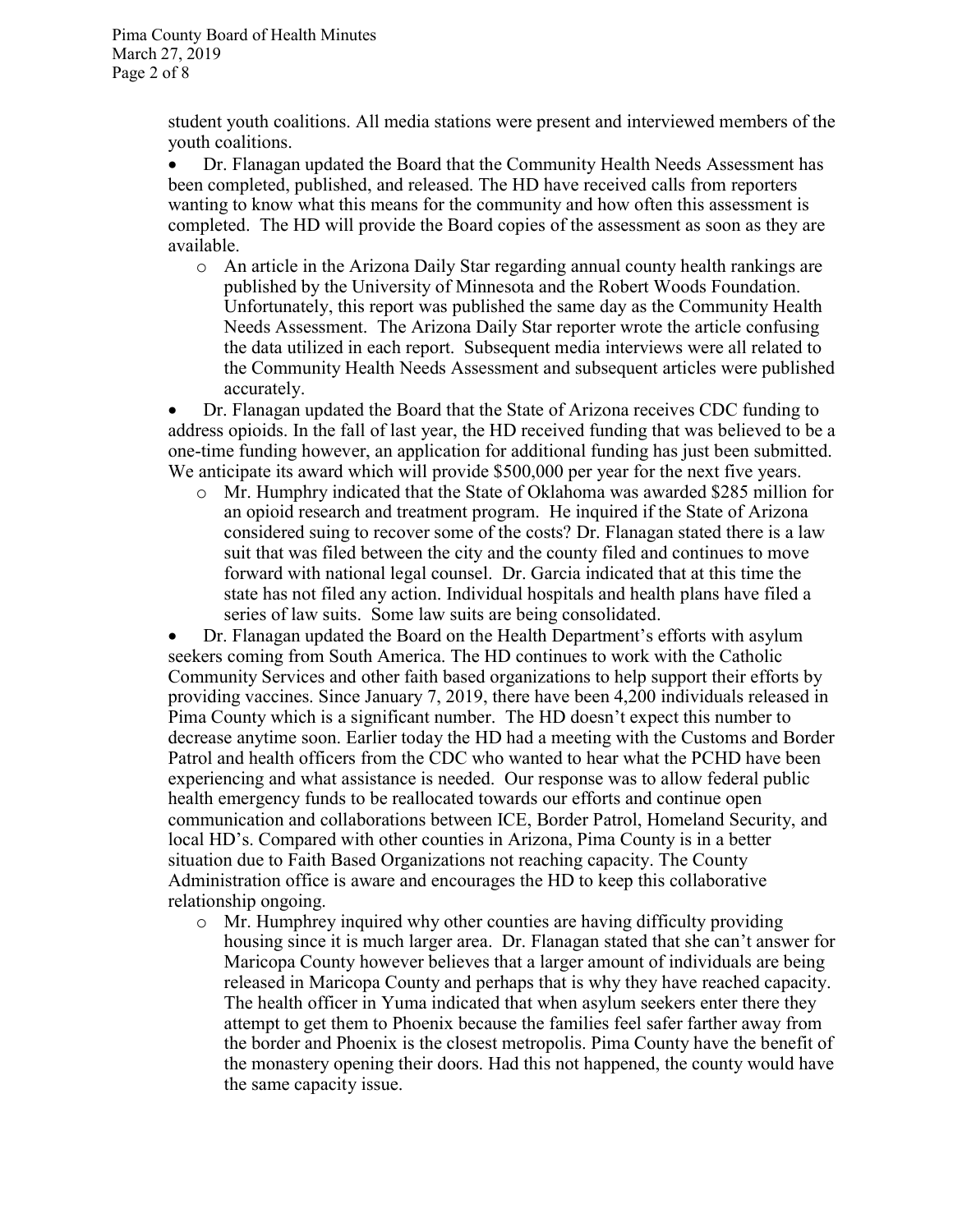student youth coalitions. All media stations were present and interviewed members of the youth coalitions.

- Dr. Flanagan updated the Board that the Community Health Needs Assessment has been completed, published, and released. The HD have received calls from reporters wanting to know what this means for the community and how often this assessment is completed. The HD will provide the Board copies of the assessment as soon as they are available.
    - An article in the Arizona Daily Star regarding annual county health rankings are published by the University of Minnesota and the Robert Woods Foundation. Unfortunately, this report was published the same day as the Community Health Needs Assessment. The Arizona Daily Star reporter wrote the article confusing the data utilized in each report. Subsequent media interviews were all related to the Community Health Needs Assessment and subsequent articles were published accurately.
- Dr. Flanagan updated the Board that the State of Arizona receives CDC funding to address opioids. In the fall of last year, the HD received funding that was believed to be a one-time funding however, an application for additional funding has just been submitted. We anticipate its award which will provide $500,000 per year for the next five years.
    - Mr. Humphry indicated that the State of Oklahoma was awarded $285 million for an opioid research and treatment program. He inquired if the State of Arizona considered suing to recover some of the costs? Dr. Flanagan stated there is a law suit that was filed between the city and the county filed and continues to move forward with national legal counsel. Dr. Garcia indicated that at this time the state has not filed any action. Individual hospitals and health plans have filed a series of law suits. Some law suits are being consolidated.
- Dr. Flanagan updated the Board on the Health Department's efforts with asylum seekers coming from South America. The HD continues to work with the Catholic Community Services and other faith based organizations to help support their efforts by providing vaccines. Since January 7, 2019, there have been 4,200 individuals released in Pima County which is a significant number. The HD doesn't expect this number to decrease anytime soon. Earlier today the HD had a meeting with the Customs and Border Patrol and health officers from the CDC who wanted to hear what the PCHD have been experiencing and what assistance is needed. Our response was to allow federal public health emergency funds to be reallocated towards our efforts and continue open communication and collaborations between ICE, Border Patrol, Homeland Security, and local HD's. Compared with other counties in Arizona, Pima County is in a better situation due to Faith Based Organizations not reaching capacity. The County Administration office is aware and encourages the HD to keep this collaborative relationship ongoing.
    - Mr. Humphrey inquired why other counties are having difficulty providing housing since it is much larger area. Dr. Flanagan stated that she can't answer for Maricopa County however believes that a larger amount of individuals are being released in Maricopa County and perhaps that is why they have reached capacity. The health officer in Yuma indicated that when asylum seekers enter there they attempt to get them to Phoenix because the families feel safer farther away from the border and Phoenix is the closest metropolis. Pima County have the benefit of the monastery opening their doors. Had this not happened, the county would have the same capacity issue.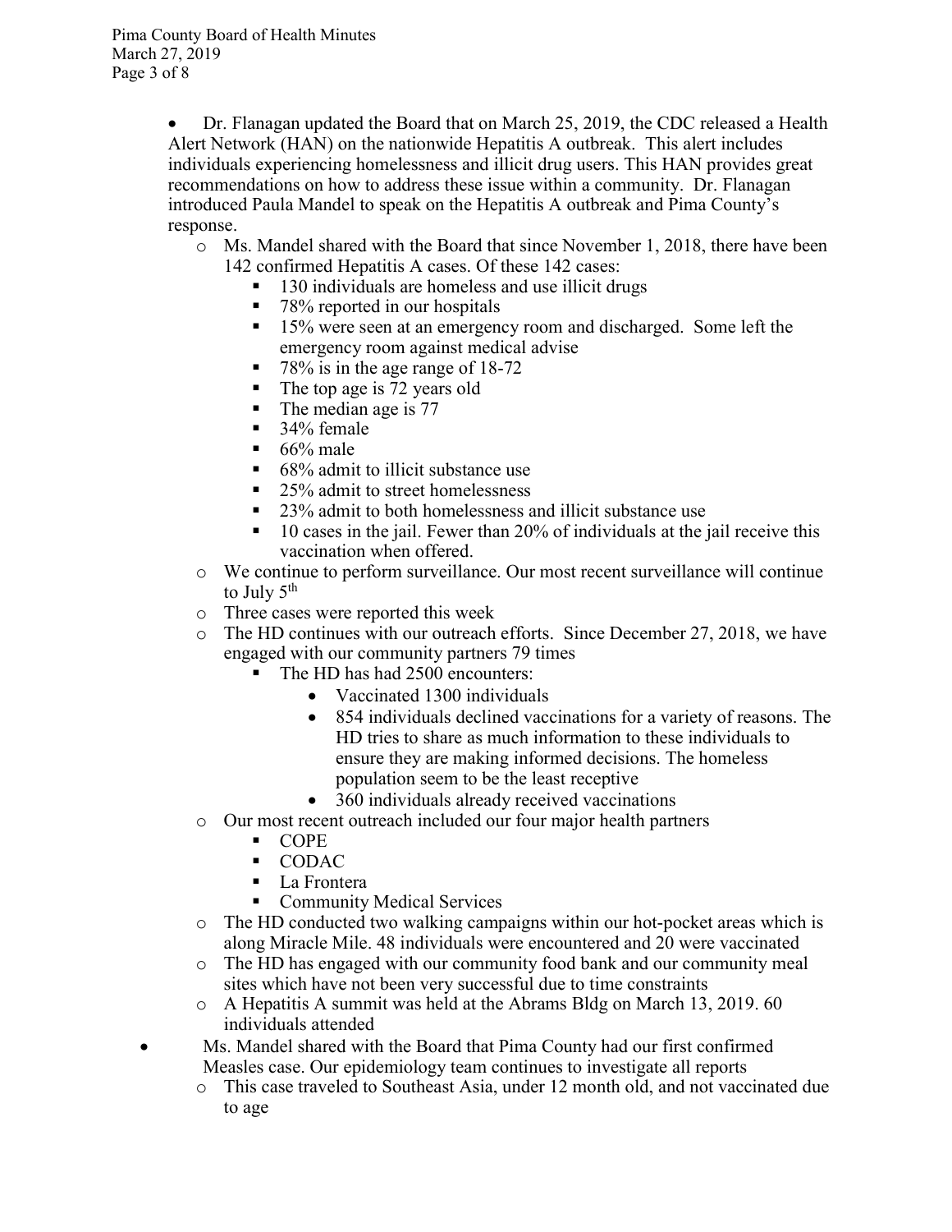- Dr. Flanagan updated the Board that on March 25, 2019, the CDC released a Health Alert Network (HAN) on the nationwide Hepatitis A outbreak. This alert includes individuals experiencing homelessness and illicit drug users. This HAN provides great recommendations on how to address these issue within a community. Dr. Flanagan introduced Paula Mandel to speak on the Hepatitis A outbreak and Pima County's response.
  - Ms. Mandel shared with the Board that since November 1, 2018, there have been 142 confirmed Hepatitis A cases. Of these 142 cases:
    - 130 individuals are homeless and use illicit drugs
    - 78% reported in our hospitals
    - 15% were seen at an emergency room and discharged. Some left the emergency room against medical advise
    - 78% is in the age range of 18-72
    - The top age is 72 years old
    - The median age is 77
    - 34% female
    - 66% male
    - 68% admit to illicit substance use
    - 25% admit to street homelessness
    - 23% admit to both homelessness and illicit substance use
    - 10 cases in the jail. Fewer than 20% of individuals at the jail receive this vaccination when offered.
  - We continue to perform surveillance. Our most recent surveillance will continue to July 5th
  - Three cases were reported this week
  - The HD continues with our outreach efforts. Since December 27, 2018, we have engaged with our community partners 79 times
    - The HD has had 2500 encounters:
      - Vaccinated 1300 individuals
      - 854 individuals declined vaccinations for a variety of reasons. The HD tries to share as much information to these individuals to ensure they are making informed decisions. The homeless population seem to be the least receptive
      - 360 individuals already received vaccinations
  - Our most recent outreach included our four major health partners
    - COPE
    - CODAC
    - La Frontera
    - Community Medical Services
  - The HD conducted two walking campaigns within our hot-pocket areas which is along Miracle Mile. 48 individuals were encountered and 20 were vaccinated
  - The HD has engaged with our community food bank and our community meal sites which have not been very successful due to time constraints
  - A Hepatitis A summit was held at the Abrams Bldg on March 13, 2019. 60 individuals attended
- Ms. Mandel shared with the Board that Pima County had our first confirmed Measles case. Our epidemiology team continues to investigate all reports
  - This case traveled to Southeast Asia, under 12 month old, and not vaccinated due to age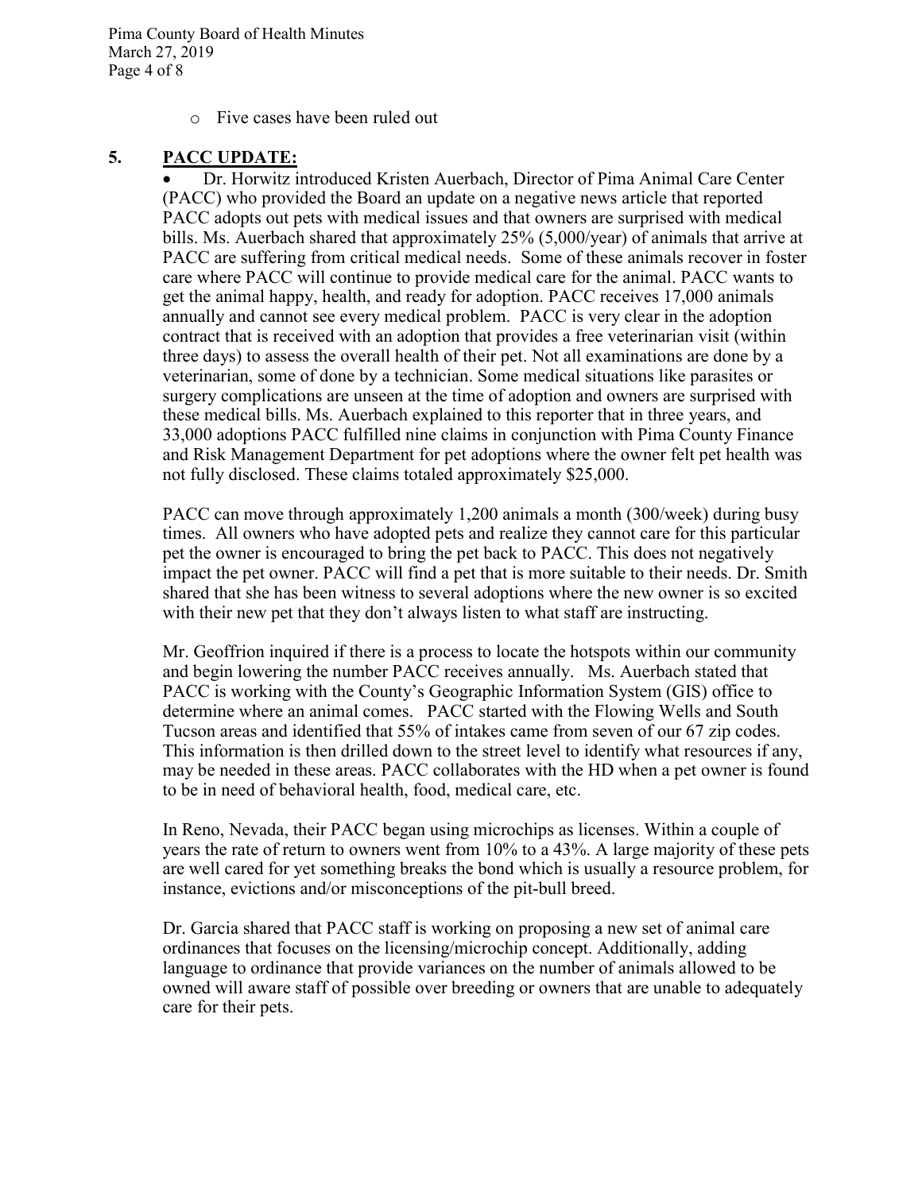- Five cases have been ruled out

## 5. PACC UPDATE:

- Dr. Horwitz introduced Kristen Auerbach, Director of Pima Animal Care Center (PACC) who provided the Board an update on a negative news article that reported PACC adopts out pets with medical issues and that owners are surprised with medical bills. Ms. Auerbach shared that approximately 25% (5,000/year) of animals that arrive at PACC are suffering from critical medical needs. Some of these animals recover in foster care where PACC will continue to provide medical care for the animal. PACC wants to get the animal happy, health, and ready for adoption. PACC receives 17,000 animals annually and cannot see every medical problem. PACC is very clear in the adoption contract that is received with an adoption that provides a free veterinarian visit (within three days) to assess the overall health of their pet. Not all examinations are done by a veterinarian, some of done by a technician. Some medical situations like parasites or surgery complications are unseen at the time of adoption and owners are surprised with these medical bills. Ms. Auerbach explained to this reporter that in three years, and 33,000 adoptions PACC fulfilled nine claims in conjunction with Pima County Finance and Risk Management Department for pet adoptions where the owner felt pet health was not fully disclosed. These claims totaled approximately $25,000.

PACC can move through approximately 1,200 animals a month (300/week) during busy times. All owners who have adopted pets and realize they cannot care for this particular pet the owner is encouraged to bring the pet back to PACC. This does not negatively impact the pet owner. PACC will find a pet that is more suitable to their needs. Dr. Smith shared that she has been witness to several adoptions where the new owner is so excited with their new pet that they don't always listen to what staff are instructing.

Mr. Geoffrion inquired if there is a process to locate the hotspots within our community and begin lowering the number PACC receives annually. Ms. Auerbach stated that PACC is working with the County's Geographic Information System (GIS) office to determine where an animal comes. PACC started with the Flowing Wells and South Tucson areas and identified that 55% of intakes came from seven of our 67 zip codes. This information is then drilled down to the street level to identify what resources if any, may be needed in these areas. PACC collaborates with the HD when a pet owner is found to be in need of behavioral health, food, medical care, etc.

In Reno, Nevada, their PACC began using microchips as licenses. Within a couple of years the rate of return to owners went from 10% to a 43%. A large majority of these pets are well cared for yet something breaks the bond which is usually a resource problem, for instance, evictions and/or misconceptions of the pit-bull breed.

Dr. Garcia shared that PACC staff is working on proposing a new set of animal care ordinances that focuses on the licensing/microchip concept. Additionally, adding language to ordinance that provide variances on the number of animals allowed to be owned will aware staff of possible over breeding or owners that are unable to adequately care for their pets.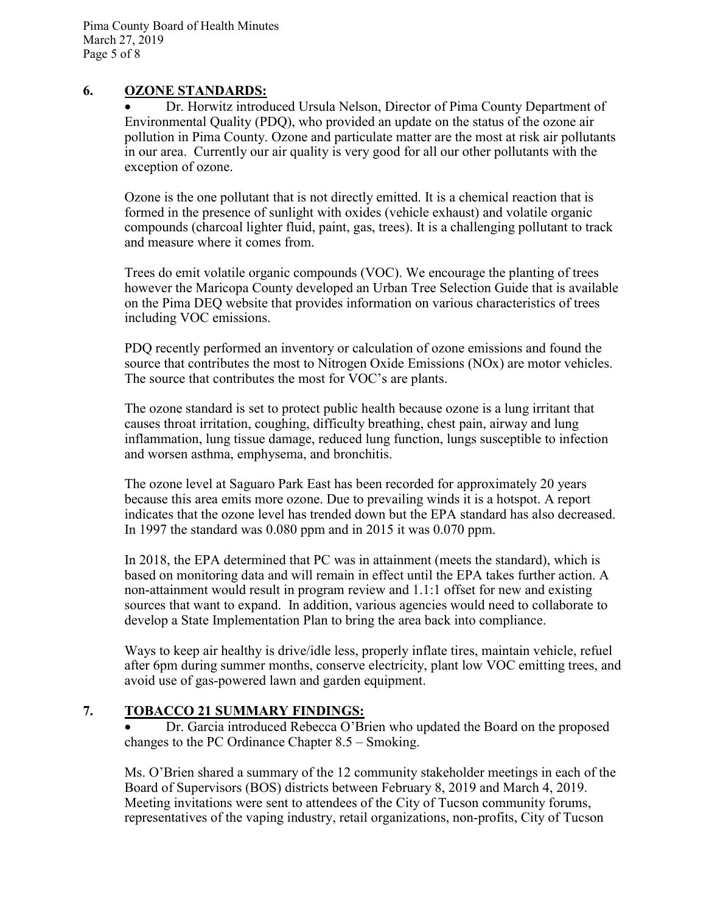## 6. OZONE STANDARDS:

- Dr. Horwitz introduced Ursula Nelson, Director of Pima County Department of Environmental Quality (PDQ), who provided an update on the status of the ozone air pollution in Pima County. Ozone and particulate matter are the most at risk air pollutants in our area. Currently our air quality is very good for all our other pollutants with the exception of ozone.

Ozone is the one pollutant that is not directly emitted. It is a chemical reaction that is formed in the presence of sunlight with oxides (vehicle exhaust) and volatile organic compounds (charcoal lighter fluid, paint, gas, trees). It is a challenging pollutant to track and measure where it comes from.

Trees do emit volatile organic compounds (VOC). We encourage the planting of trees however the Maricopa County developed an Urban Tree Selection Guide that is available on the Pima DEQ website that provides information on various characteristics of trees including VOC emissions.

PDQ recently performed an inventory or calculation of ozone emissions and found the source that contributes the most to Nitrogen Oxide Emissions (NOx) are motor vehicles. The source that contributes the most for VOC's are plants.

The ozone standard is set to protect public health because ozone is a lung irritant that causes throat irritation, coughing, difficulty breathing, chest pain, airway and lung inflammation, lung tissue damage, reduced lung function, lungs susceptible to infection and worsen asthma, emphysema, and bronchitis.

The ozone level at Saguaro Park East has been recorded for approximately 20 years because this area emits more ozone. Due to prevailing winds it is a hotspot. A report indicates that the ozone level has trended down but the EPA standard has also decreased. In 1997 the standard was 0.080 ppm and in 2015 it was 0.070 ppm.

In 2018, the EPA determined that PC was in attainment (meets the standard), which is based on monitoring data and will remain in effect until the EPA takes further action. A non-attainment would result in program review and 1.1:1 offset for new and existing sources that want to expand. In addition, various agencies would need to collaborate to develop a State Implementation Plan to bring the area back into compliance.

Ways to keep air healthy is drive/idle less, properly inflate tires, maintain vehicle, refuel after 6pm during summer months, conserve electricity, plant low VOC emitting trees, and avoid use of gas-powered lawn and garden equipment.

## 7. TOBACCO 21 SUMMARY FINDINGS:

- Dr. Garcia introduced Rebecca O'Brien who updated the Board on the proposed changes to the PC Ordinance Chapter 8.5 – Smoking.

Ms. O'Brien shared a summary of the 12 community stakeholder meetings in each of the Board of Supervisors (BOS) districts between February 8, 2019 and March 4, 2019. Meeting invitations were sent to attendees of the City of Tucson community forums, representatives of the vaping industry, retail organizations, non-profits, City of Tucson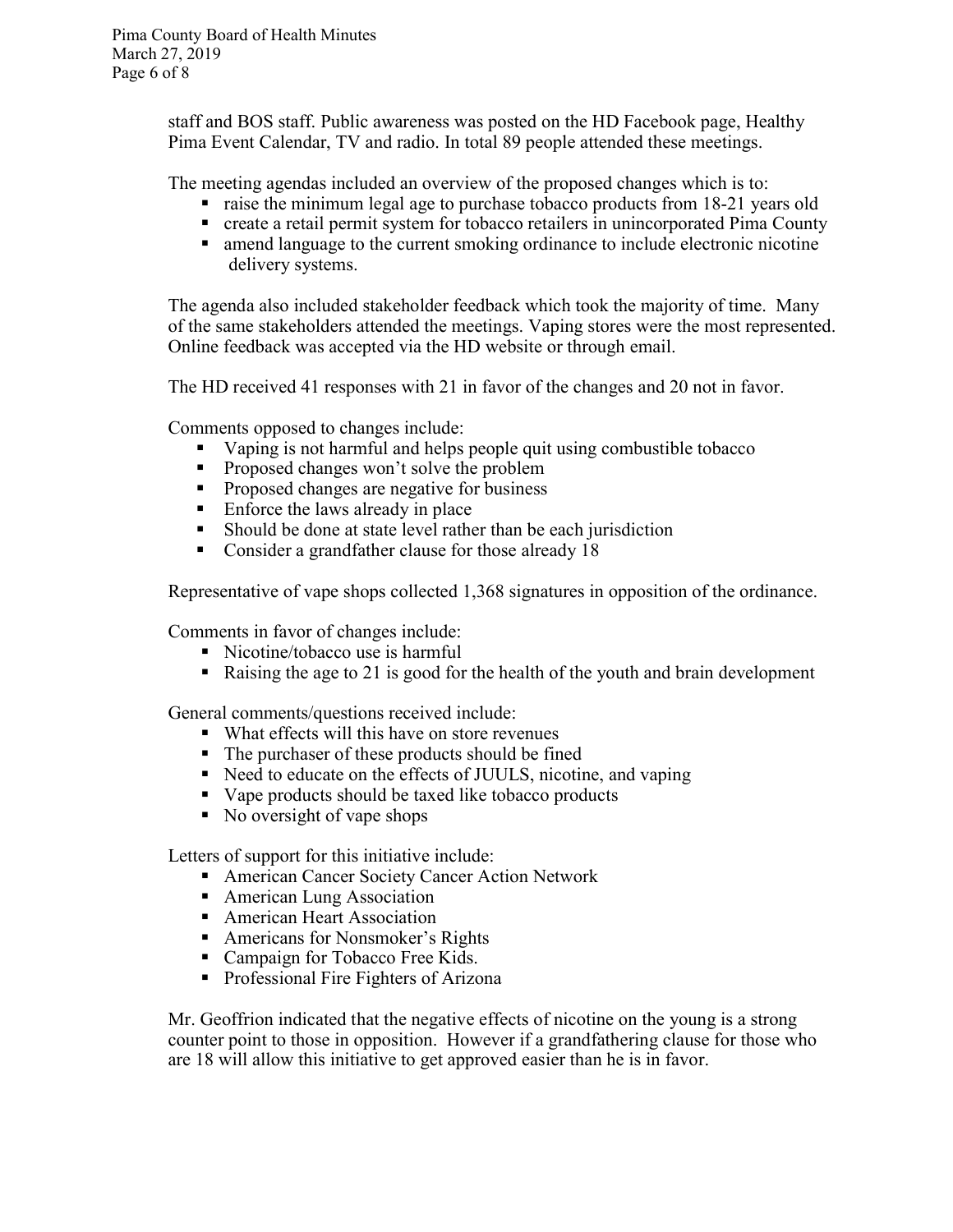staff and BOS staff. Public awareness was posted on the HD Facebook page, Healthy Pima Event Calendar, TV and radio. In total 89 people attended these meetings.

The meeting agendas included an overview of the proposed changes which is to:

- raise the minimum legal age to purchase tobacco products from 18-21 years old
- create a retail permit system for tobacco retailers in unincorporated Pima County
- amend language to the current smoking ordinance to include electronic nicotine delivery systems.

The agenda also included stakeholder feedback which took the majority of time. Many of the same stakeholders attended the meetings. Vaping stores were the most represented. Online feedback was accepted via the HD website or through email.

The HD received 41 responses with 21 in favor of the changes and 20 not in favor.

Comments opposed to changes include:

- Vaping is not harmful and helps people quit using combustible tobacco
- Proposed changes won't solve the problem
- Proposed changes are negative for business
- Enforce the laws already in place
- Should be done at state level rather than be each jurisdiction
- Consider a grandfather clause for those already 18

Representative of vape shops collected 1,368 signatures in opposition of the ordinance.

Comments in favor of changes include:

- Nicotine/tobacco use is harmful
- Raising the age to 21 is good for the health of the youth and brain development

General comments/questions received include:

- What effects will this have on store revenues
- The purchaser of these products should be fined
- Need to educate on the effects of JUULS, nicotine, and vaping
- Vape products should be taxed like tobacco products
- No oversight of vape shops

Letters of support for this initiative include:

- American Cancer Society Cancer Action Network
- American Lung Association
- American Heart Association
- Americans for Nonsmoker's Rights
- Campaign for Tobacco Free Kids.
- Professional Fire Fighters of Arizona

Mr. Geoffrion indicated that the negative effects of nicotine on the young is a strong counter point to those in opposition. However if a grandfathering clause for those who are 18 will allow this initiative to get approved easier than he is in favor.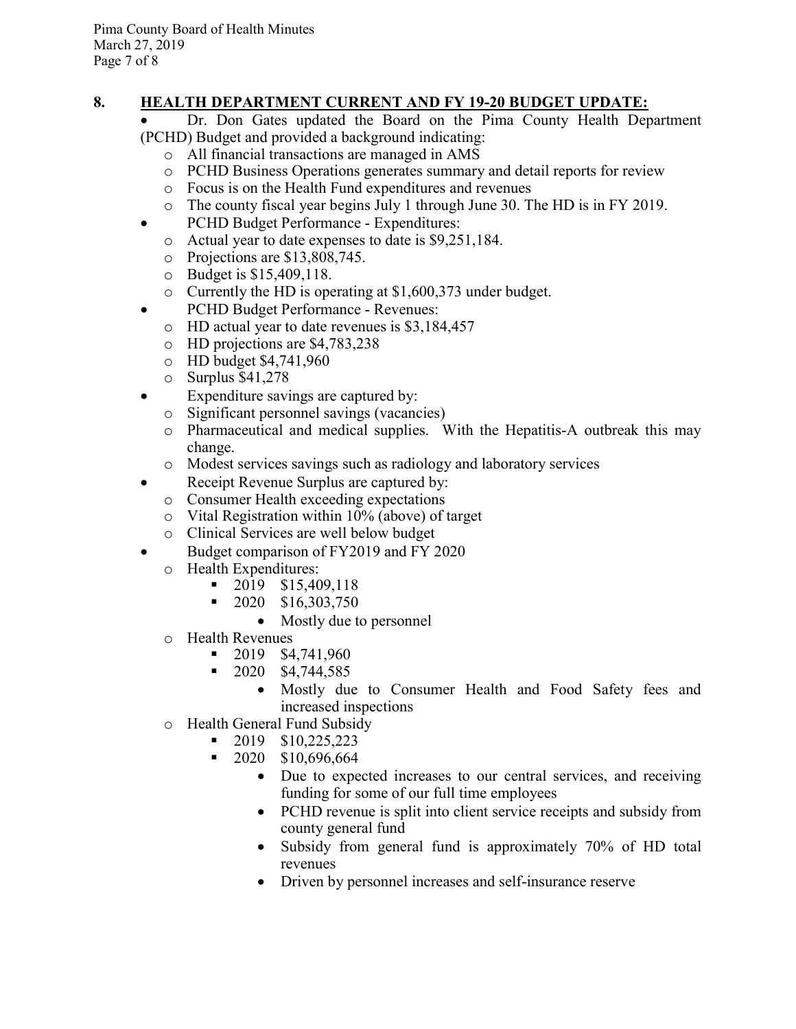## 8. HEALTH DEPARTMENT CURRENT AND FY 19-20 BUDGET UPDATE:

- Dr. Don Gates updated the Board on the Pima County Health Department (PCHD) Budget and provided a background indicating:
  - All financial transactions are managed in AMS
  - PCHD Business Operations generates summary and detail reports for review
  - Focus is on the Health Fund expenditures and revenues
  - The county fiscal year begins July 1 through June 30. The HD is in FY 2019.
- PCHD Budget Performance - Expenditures:
  - Actual year to date expenses to date is $9,251,184.
  - Projections are $13,808,745.
  - Budget is $15,409,118.
  - Currently the HD is operating at $1,600,373 under budget.
- PCHD Budget Performance - Revenues:
  - HD actual year to date revenues is $3,184,457
  - HD projections are $4,783,238
  - HD budget $4,741,960
  - Surplus $41,278
- Expenditure savings are captured by:
  - Significant personnel savings (vacancies)
  - Pharmaceutical and medical supplies. With the Hepatitis-A outbreak this may change.
  - Modest services savings such as radiology and laboratory services
- Receipt Revenue Surplus are captured by:
  - Consumer Health exceeding expectations
  - Vital Registration within 10% (above) of target
  - Clinical Services are well below budget
- Budget comparison of FY2019 and FY 2020
  - Health Expenditures:
    - 2019 $15,409,118
    - 2020 $16,303,750
      - Mostly due to personnel
  - Health Revenues
    - 2019 $4,741,960
    - 2020 $4,744,585
      - Mostly due to Consumer Health and Food Safety fees and increased inspections
  - Health General Fund Subsidy
    - 2019 $10,225,223
    - 2020 $10,696,664
      - Due to expected increases to our central services, and receiving funding for some of our full time employees
      - PCHD revenue is split into client service receipts and subsidy from county general fund
      - Subsidy from general fund is approximately 70% of HD total revenues
      - Driven by personnel increases and self-insurance reserve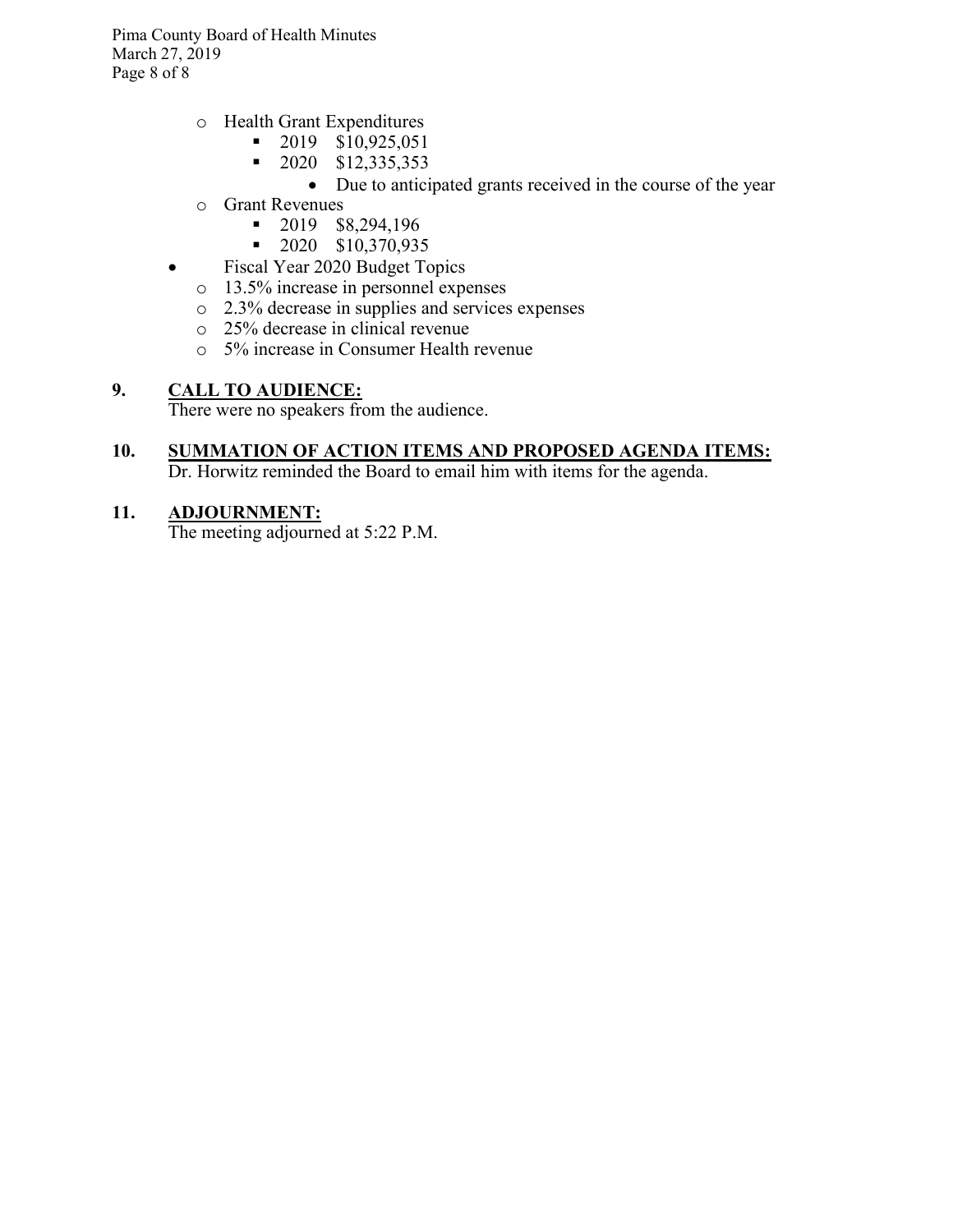- Health Grant Expenditures
  - 2019 $10,925,051
  - 2020 $12,335,353
    - Due to anticipated grants received in the course of the year
- Grant Revenues
  - 2019 $8,294,196
  - 2020 $10,370,935
- Fiscal Year 2020 Budget Topics
  - 13.5% increase in personnel expenses
  - 2.3% decrease in supplies and services expenses
  - 25% decrease in clinical revenue
  - 5% increase in Consumer Health revenue

## 9. CALL TO AUDIENCE:

There were no speakers from the audience.

## 10. SUMMATION OF ACTION ITEMS AND PROPOSED AGENDA ITEMS:

Dr. Horwitz reminded the Board to email him with items for the agenda.

## 11. ADJOURNMENT:

The meeting adjourned at 5:22 P.M.